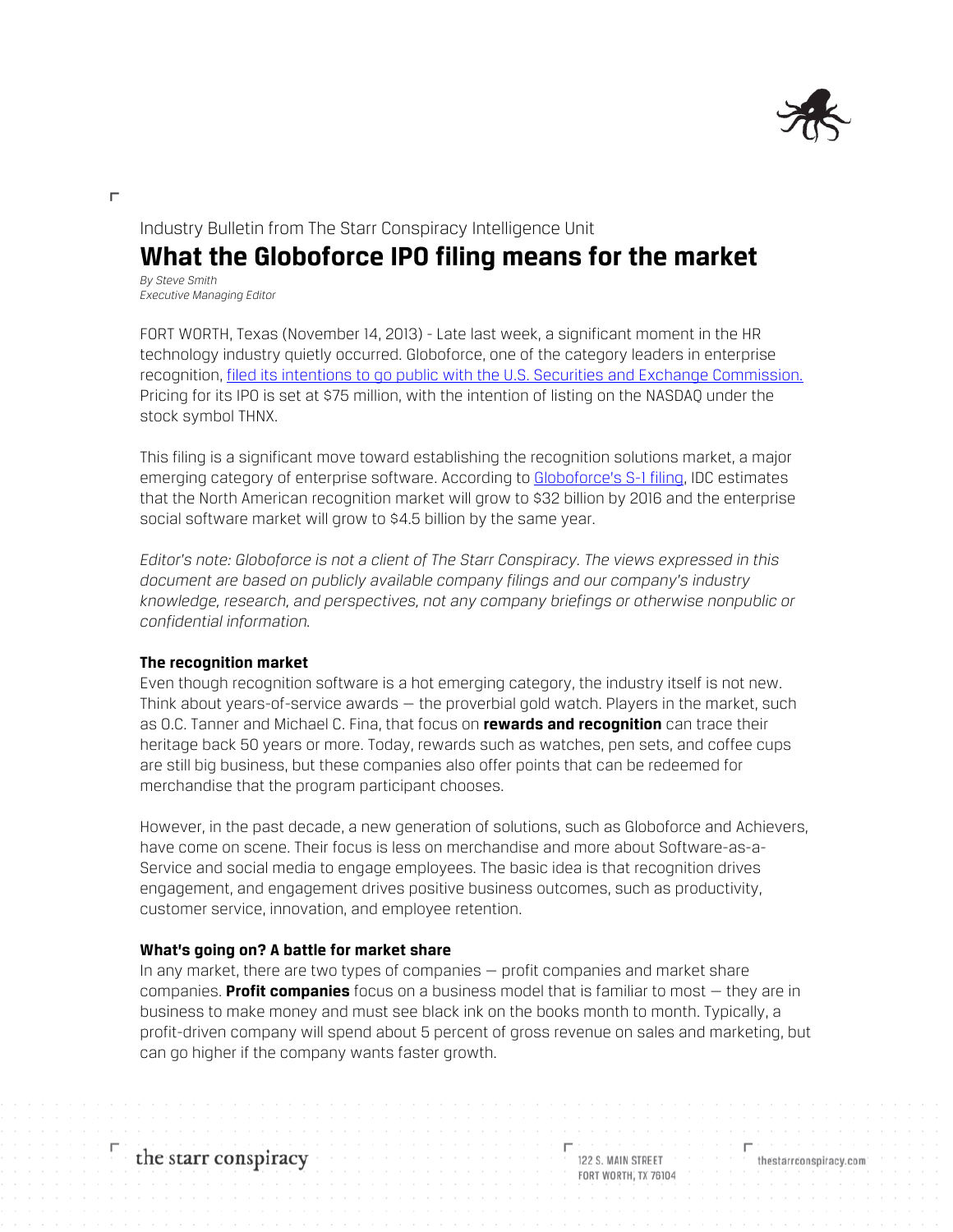Industry Bulletin from The Starr Conspiracy Intelligence Unit

# What the Globoforce IPO filing means for the market

*By Steve Smith*
*Executive Managing Editor*

FORT WORTH, Texas (November 14, 2013) - Late last week, a significant moment in the HR technology industry quietly occurred. Globoforce, one of the category leaders in enterprise recognition, filed its intentions to go public with the U.S. Securities and Exchange Commission. Pricing for its IPO is set at $75 million, with the intention of listing on the NASDAQ under the stock symbol THNX.

This filing is a significant move toward establishing the recognition solutions market, a major emerging category of enterprise software. According to Globoforce's S-1 filing, IDC estimates that the North American recognition market will grow to $32 billion by 2016 and the enterprise social software market will grow to $4.5 billion by the same year.

*Editor's note: Globoforce is not a client of The Starr Conspiracy. The views expressed in this document are based on publicly available company filings and our company's industry knowledge, research, and perspectives, not any company briefings or otherwise nonpublic or confidential information.*

### The recognition market

Even though recognition software is a hot emerging category, the industry itself is not new. Think about years-of-service awards — the proverbial gold watch. Players in the market, such as O.C. Tanner and Michael C. Fina, that focus on **rewards and recognition** can trace their heritage back 50 years or more. Today, rewards such as watches, pen sets, and coffee cups are still big business, but these companies also offer points that can be redeemed for merchandise that the program participant chooses.

However, in the past decade, a new generation of solutions, such as Globoforce and Achievers, have come on scene. Their focus is less on merchandise and more about Software-as-a-Service and social media to engage employees. The basic idea is that recognition drives engagement, and engagement drives positive business outcomes, such as productivity, customer service, innovation, and employee retention.

### What's going on? A battle for market share

In any market, there are two types of companies — profit companies and market share companies. **Profit companies** focus on a business model that is familiar to most — they are in business to make money and must see black ink on the books month to month. Typically, a profit-driven company will spend about 5 percent of gross revenue on sales and marketing, but can go higher if the company wants faster growth.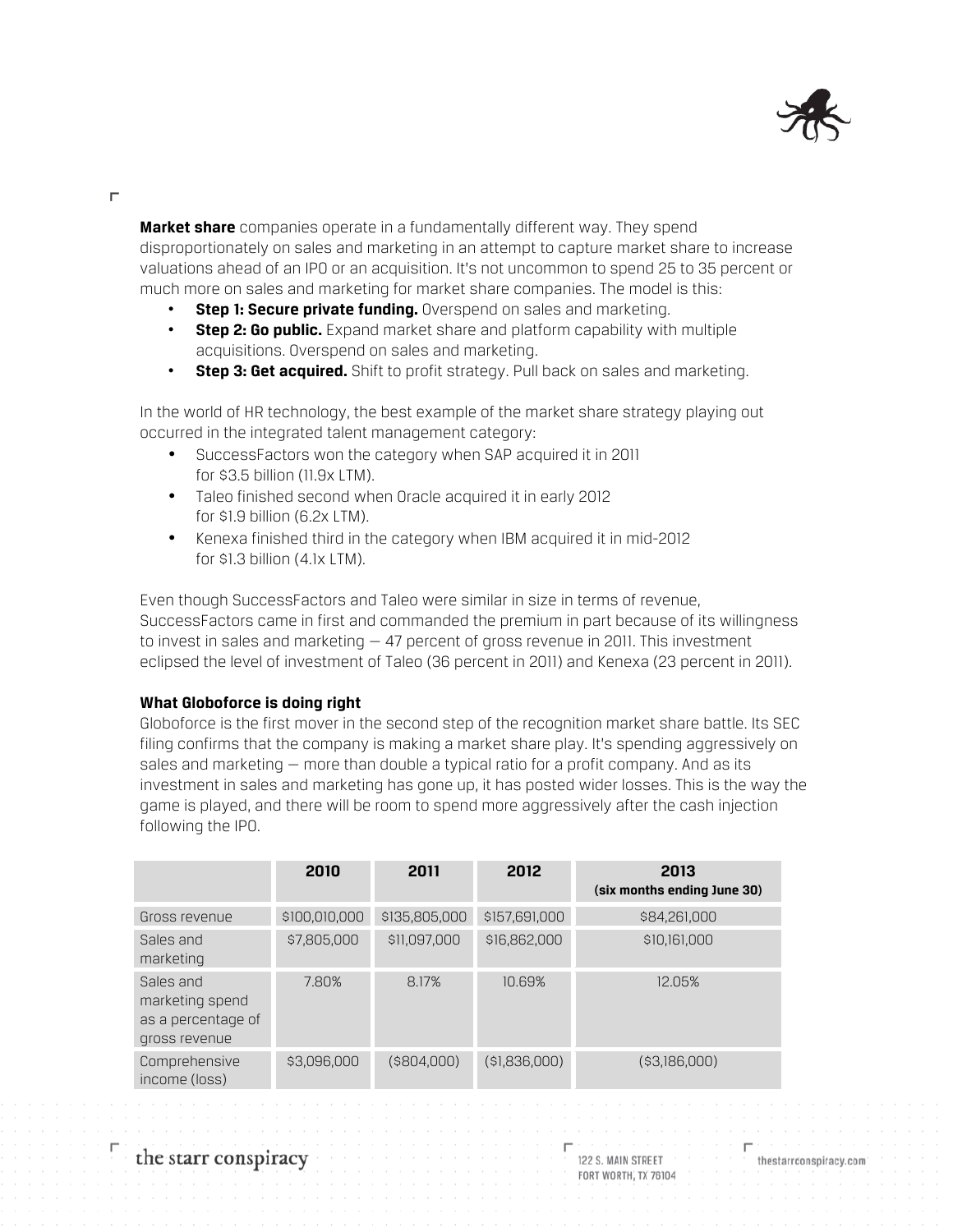**Market share** companies operate in a fundamentally different way. They spend disproportionately on sales and marketing in an attempt to capture market share to increase valuations ahead of an IPO or an acquisition. It's not uncommon to spend 25 to 35 percent or much more on sales and marketing for market share companies. The model is this:

- **Step 1: Secure private funding.** Overspend on sales and marketing.
- **Step 2: Go public.** Expand market share and platform capability with multiple acquisitions. Overspend on sales and marketing.
- **Step 3: Get acquired.** Shift to profit strategy. Pull back on sales and marketing.

In the world of HR technology, the best example of the market share strategy playing out occurred in the integrated talent management category:

- SuccessFactors won the category when SAP acquired it in 2011 for $3.5 billion (11.9x LTM).
- Taleo finished second when Oracle acquired it in early 2012 for $1.9 billion (6.2x LTM).
- Kenexa finished third in the category when IBM acquired it in mid-2012 for $1.3 billion (4.1x LTM).

Even though SuccessFactors and Taleo were similar in size in terms of revenue, SuccessFactors came in first and commanded the premium in part because of its willingness to invest in sales and marketing — 47 percent of gross revenue in 2011. This investment eclipsed the level of investment of Taleo (36 percent in 2011) and Kenexa (23 percent in 2011).

**What Globoforce is doing right**

Globoforce is the first mover in the second step of the recognition market share battle. Its SEC filing confirms that the company is making a market share play. It's spending aggressively on sales and marketing — more than double a typical ratio for a profit company. And as its investment in sales and marketing has gone up, it has posted wider losses. This is the way the game is played, and there will be room to spend more aggressively after the cash injection following the IPO.

| | 2010 | 2011 | 2012 | 2013 (six months ending June 30) |
|---|---|---|---|---|
| Gross revenue | $100,010,000 | $135,805,000 | $157,691,000 | $84,261,000 |
| Sales and marketing | $7,805,000 | $11,097,000 | $16,862,000 | $10,161,000 |
| Sales and marketing spend as a percentage of gross revenue | 7.80% | 8.17% | 10.69% | 12.05% |
| Comprehensive income (loss) | $3,096,000 | ($804,000) | ($1,836,000) | ($3,186,000) |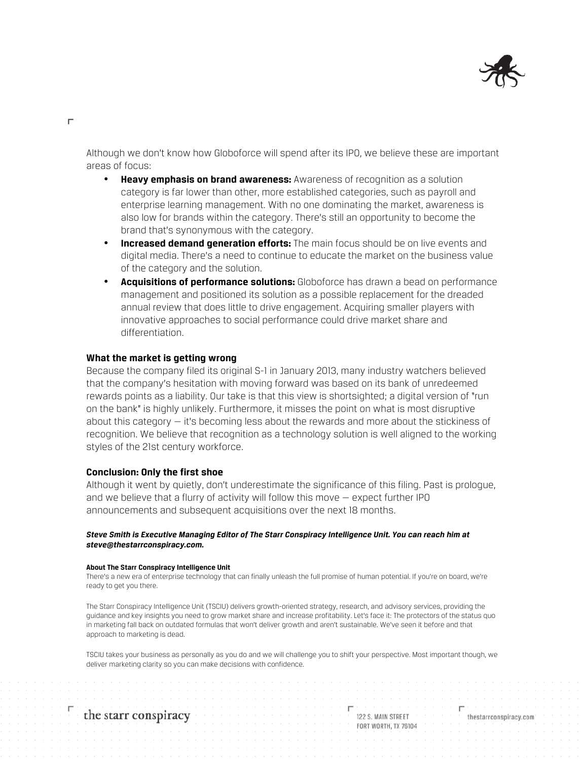Although we don't know how Globoforce will spend after its IPO, we believe these are important areas of focus:

- **Heavy emphasis on brand awareness:** Awareness of recognition as a solution category is far lower than other, more established categories, such as payroll and enterprise learning management. With no one dominating the market, awareness is also low for brands within the category. There's still an opportunity to become the brand that's synonymous with the category.
- **Increased demand generation efforts:** The main focus should be on live events and digital media. There's a need to continue to educate the market on the business value of the category and the solution.
- **Acquisitions of performance solutions:** Globoforce has drawn a bead on performance management and positioned its solution as a possible replacement for the dreaded annual review that does little to drive engagement. Acquiring smaller players with innovative approaches to social performance could drive market share and differentiation.

### What the market is getting wrong

Because the company filed its original S-1 in January 2013, many industry watchers believed that the company's hesitation with moving forward was based on its bank of unredeemed rewards points as a liability. Our take is that this view is shortsighted; a digital version of "run on the bank" is highly unlikely. Furthermore, it misses the point on what is most disruptive about this category — it's becoming less about the rewards and more about the stickiness of recognition. We believe that recognition as a technology solution is well aligned to the working styles of the 21st century workforce.

### Conclusion: Only the first shoe

Although it went by quietly, don't underestimate the significance of this filing. Past is prologue, and we believe that a flurry of activity will follow this move — expect further IPO announcements and subsequent acquisitions over the next 18 months.

***Steve Smith is Executive Managing Editor of The Starr Conspiracy Intelligence Unit. You can reach him at steve@thestarrconspiracy.com.***

**About The Starr Conspiracy Intelligence Unit**

There's a new era of enterprise technology that can finally unleash the full promise of human potential. If you're on board, we're ready to get you there.

The Starr Conspiracy Intelligence Unit (TSCIU) delivers growth-oriented strategy, research, and advisory services, providing the guidance and key insights you need to grow market share and increase profitability. Let's face it: The protectors of the status quo in marketing fall back on outdated formulas that won't deliver growth and aren't sustainable. We've seen it before and that approach to marketing is dead.

TSCIU takes your business as personally as you do and we will challenge you to shift your perspective. Most important though, we deliver marketing clarity so you can make decisions with confidence.

the starr conspiracy

122 S. MAIN STREET
FORT WORTH, TX 76104

thestarrconspiracy.com